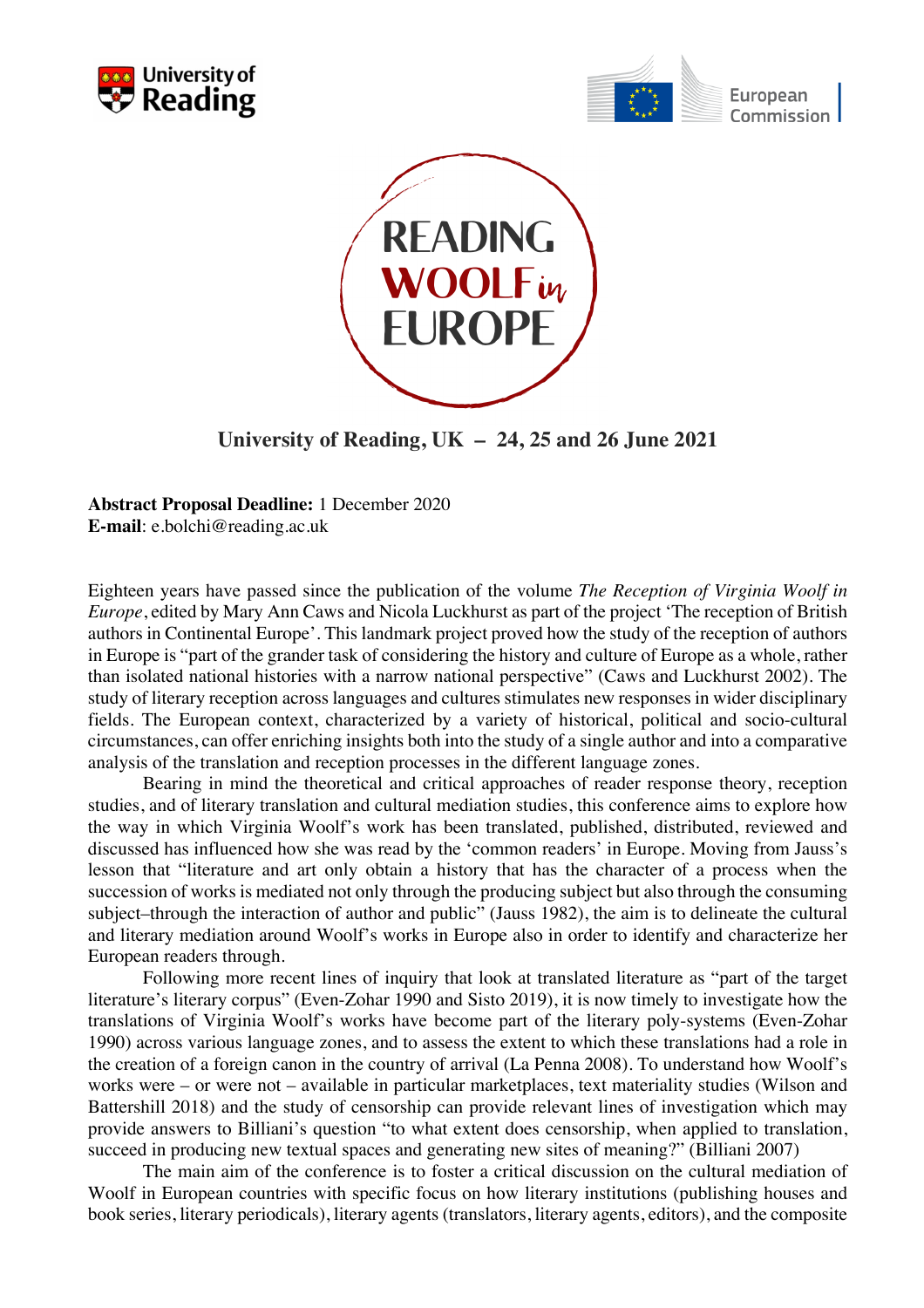University of Reading

European Commission

# READING WOOLF in EUROPE

**University of Reading, UK – 24, 25 and 26 June 2021**

**Abstract Proposal Deadline:** 1 December 2020
**E-mail**: e.bolchi@reading.ac.uk

Eighteen years have passed since the publication of the volume *The Reception of Virginia Woolf in Europe*, edited by Mary Ann Caws and Nicola Luckhurst as part of the project 'The reception of British authors in Continental Europe'. This landmark project proved how the study of the reception of authors in Europe is "part of the grander task of considering the history and culture of Europe as a whole, rather than isolated national histories with a narrow national perspective" (Caws and Luckhurst 2002). The study of literary reception across languages and cultures stimulates new responses in wider disciplinary fields. The European context, characterized by a variety of historical, political and socio-cultural circumstances, can offer enriching insights both into the study of a single author and into a comparative analysis of the translation and reception processes in the different language zones.

Bearing in mind the theoretical and critical approaches of reader response theory, reception studies, and of literary translation and cultural mediation studies, this conference aims to explore how the way in which Virginia Woolf's work has been translated, published, distributed, reviewed and discussed has influenced how she was read by the 'common readers' in Europe. Moving from Jauss's lesson that "literature and art only obtain a history that has the character of a process when the succession of works is mediated not only through the producing subject but also through the consuming subject–through the interaction of author and public" (Jauss 1982), the aim is to delineate the cultural and literary mediation around Woolf's works in Europe also in order to identify and characterize her European readers through.

Following more recent lines of inquiry that look at translated literature as "part of the target literature's literary corpus" (Even-Zohar 1990 and Sisto 2019), it is now timely to investigate how the translations of Virginia Woolf's works have become part of the literary poly-systems (Even-Zohar 1990) across various language zones, and to assess the extent to which these translations had a role in the creation of a foreign canon in the country of arrival (La Penna 2008). To understand how Woolf's works were – or were not – available in particular marketplaces, text materiality studies (Wilson and Battershill 2018) and the study of censorship can provide relevant lines of investigation which may provide answers to Billiani's question "to what extent does censorship, when applied to translation, succeed in producing new textual spaces and generating new sites of meaning?" (Billiani 2007)

The main aim of the conference is to foster a critical discussion on the cultural mediation of Woolf in European countries with specific focus on how literary institutions (publishing houses and book series, literary periodicals), literary agents (translators, literary agents, editors), and the composite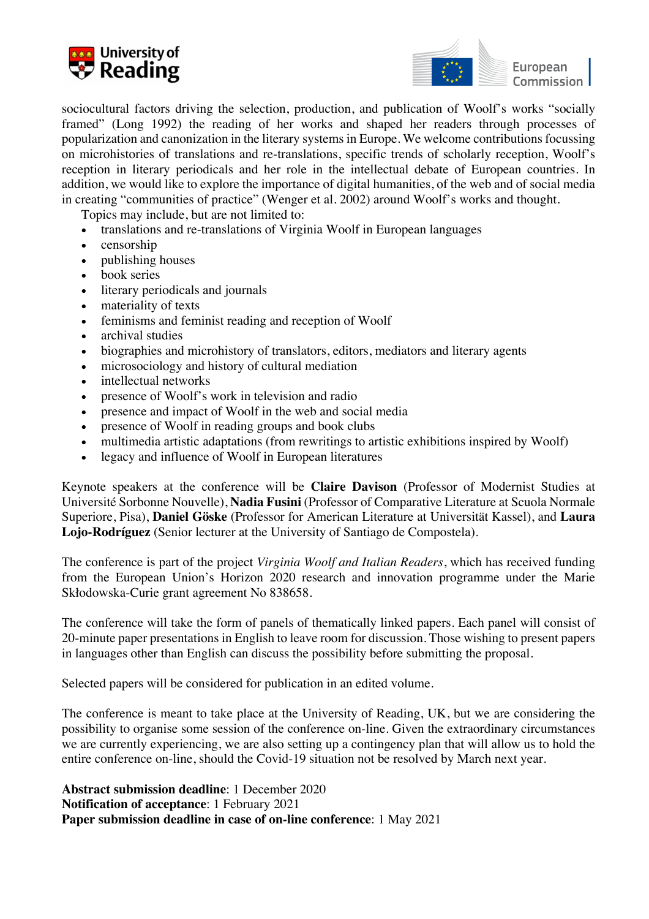sociocultural factors driving the selection, production, and publication of Woolf's works "socially framed" (Long 1992) the reading of her works and shaped her readers through processes of popularization and canonization in the literary systems in Europe. We welcome contributions focussing on microhistories of translations and re-translations, specific trends of scholarly reception, Woolf's reception in literary periodicals and her role in the intellectual debate of European countries. In addition, we would like to explore the importance of digital humanities, of the web and of social media in creating "communities of practice" (Wenger et al. 2002) around Woolf's works and thought.

Topics may include, but are not limited to:

- translations and re-translations of Virginia Woolf in European languages
- censorship
- publishing houses
- book series
- literary periodicals and journals
- materiality of texts
- feminisms and feminist reading and reception of Woolf
- archival studies
- biographies and microhistory of translators, editors, mediators and literary agents
- microsociology and history of cultural mediation
- intellectual networks
- presence of Woolf's work in television and radio
- presence and impact of Woolf in the web and social media
- presence of Woolf in reading groups and book clubs
- multimedia artistic adaptations (from rewritings to artistic exhibitions inspired by Woolf)
- legacy and influence of Woolf in European literatures

Keynote speakers at the conference will be **Claire Davison** (Professor of Modernist Studies at Université Sorbonne Nouvelle), **Nadia Fusini** (Professor of Comparative Literature at Scuola Normale Superiore, Pisa), **Daniel Göske** (Professor for American Literature at Universität Kassel), and **Laura Lojo-Rodríguez** (Senior lecturer at the University of Santiago de Compostela).

The conference is part of the project *Virginia Woolf and Italian Readers*, which has received funding from the European Union's Horizon 2020 research and innovation programme under the Marie Skłodowska-Curie grant agreement No 838658.

The conference will take the form of panels of thematically linked papers. Each panel will consist of 20-minute paper presentations in English to leave room for discussion. Those wishing to present papers in languages other than English can discuss the possibility before submitting the proposal.

Selected papers will be considered for publication in an edited volume.

The conference is meant to take place at the University of Reading, UK, but we are considering the possibility to organise some session of the conference on-line. Given the extraordinary circumstances we are currently experiencing, we are also setting up a contingency plan that will allow us to hold the entire conference on-line, should the Covid-19 situation not be resolved by March next year.

**Abstract submission deadline**: 1 December 2020
**Notification of acceptance**: 1 February 2021
**Paper submission deadline in case of on-line conference**: 1 May 2021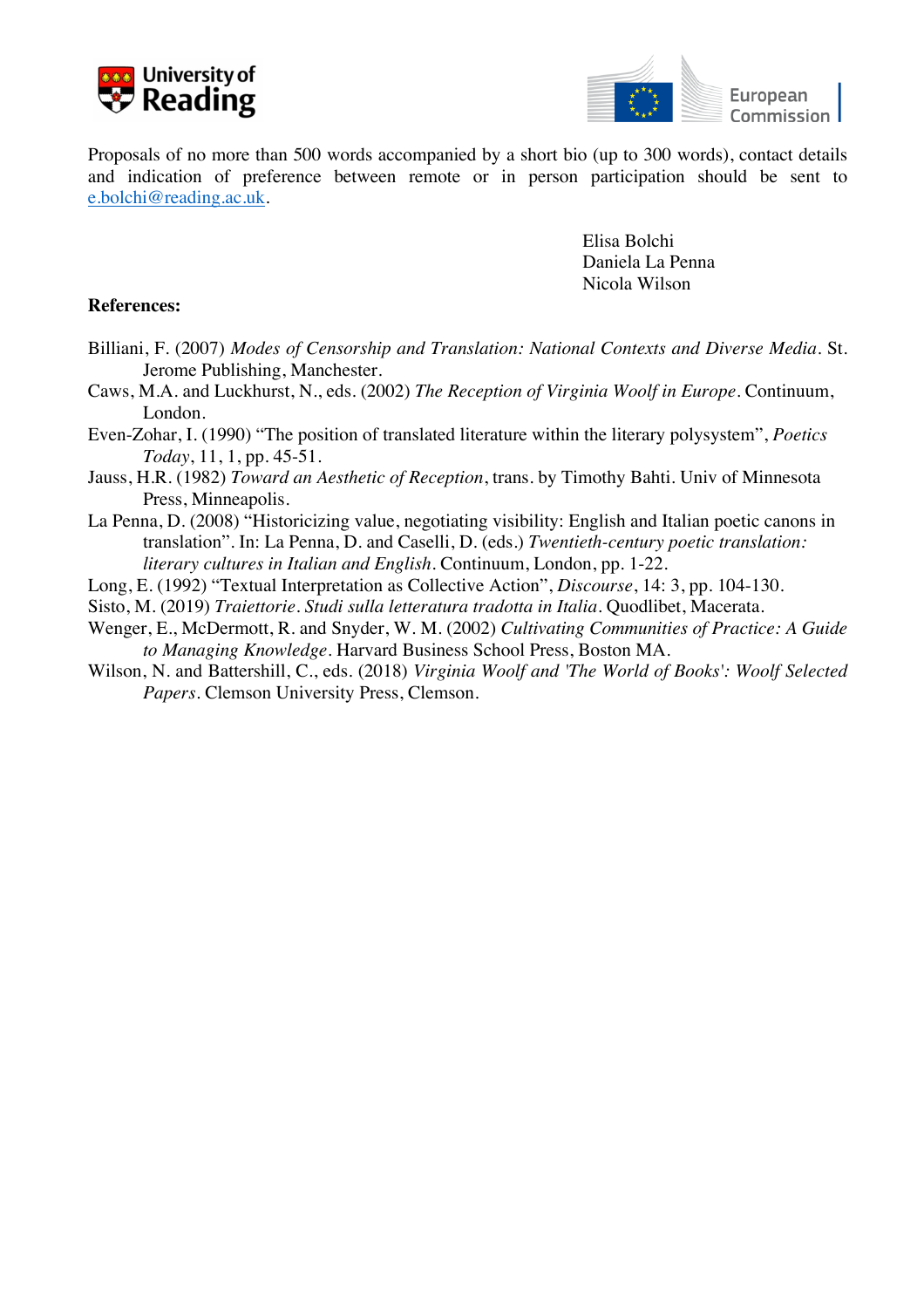Proposals of no more than 500 words accompanied by a short bio (up to 300 words), contact details and indication of preference between remote or in person participation should be sent to e.bolchi@reading.ac.uk.

Elisa Bolchi
Daniela La Penna
Nicola Wilson

**References:**

Billiani, F. (2007) *Modes of Censorship and Translation: National Contexts and Diverse Media*. St. Jerome Publishing, Manchester.

Caws, M.A. and Luckhurst, N., eds. (2002) *The Reception of Virginia Woolf in Europe*. Continuum, London.

Even-Zohar, I. (1990) "The position of translated literature within the literary polysystem", *Poetics Today*, 11, 1, pp. 45-51.

Jauss, H.R. (1982) *Toward an Aesthetic of Reception*, trans. by Timothy Bahti. Univ of Minnesota Press, Minneapolis.

La Penna, D. (2008) "Historicizing value, negotiating visibility: English and Italian poetic canons in translation". In: La Penna, D. and Caselli, D. (eds.) *Twentieth-century poetic translation: literary cultures in Italian and English*. Continuum, London, pp. 1-22.

Long, E. (1992) "Textual Interpretation as Collective Action", *Discourse*, 14: 3, pp. 104-130.

Sisto, M. (2019) *Traiettorie. Studi sulla letteratura tradotta in Italia*. Quodlibet, Macerata.

Wenger, E., McDermott, R. and Snyder, W. M. (2002) *Cultivating Communities of Practice: A Guide to Managing Knowledge*. Harvard Business School Press, Boston MA.

Wilson, N. and Battershill, C., eds. (2018) *Virginia Woolf and 'The World of Books': Woolf Selected Papers*. Clemson University Press, Clemson.